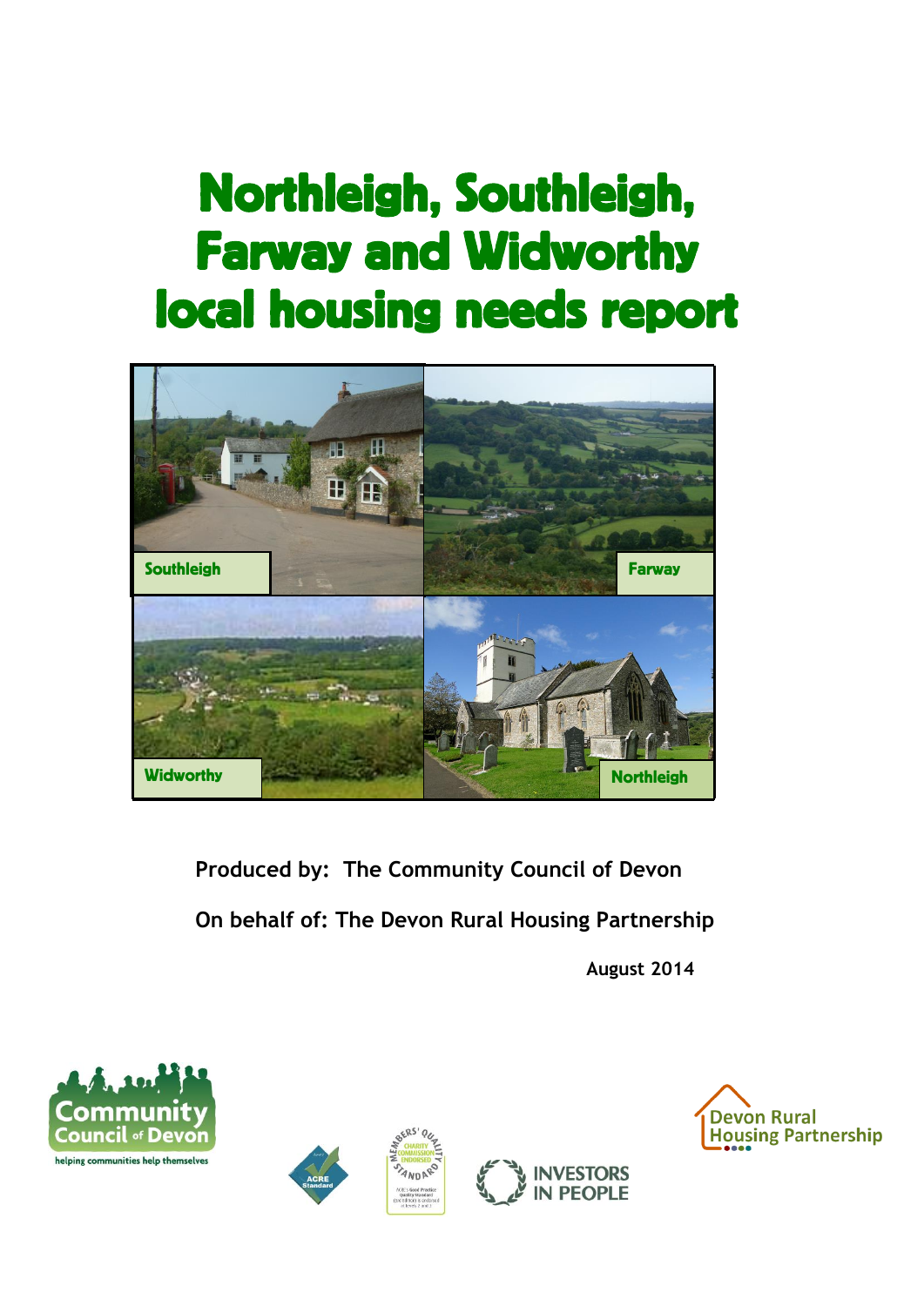# Northleigh, Southleigh, Farway and Widworthy local housing needs report

Southleigh

Farway

Widworthy

Northleigh

**Produced by: The Community Council of Devon**

**On behalf of: The Devon Rural Housing Partnership**

**August 2014**

Community Council of Devon
helping communities help themselves

ACRE Standard

Members' Quality Standard — Charity Commission Endorsed

Investors in People

Devon Rural Housing Partnership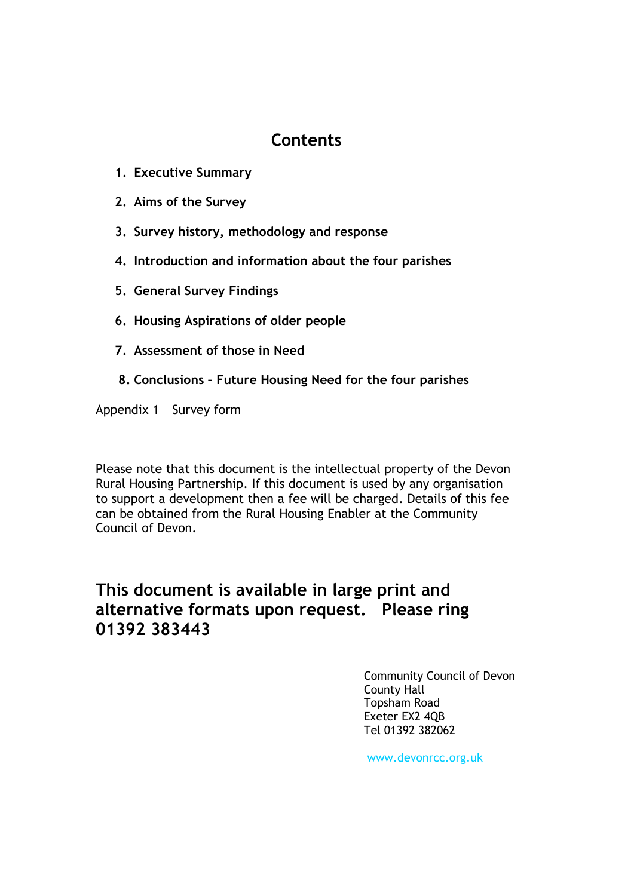# Contents

1. **Executive Summary**
2. **Aims of the Survey**
3. **Survey history, methodology and response**
4. **Introduction and information about the four parishes**
5. **General Survey Findings**
6. **Housing Aspirations of older people**
7. **Assessment of those in Need**
8. **Conclusions – Future Housing Need for the four parishes**

Appendix 1 Survey form

Please note that this document is the intellectual property of the Devon Rural Housing Partnership. If this document is used by any organisation to support a development then a fee will be charged. Details of this fee can be obtained from the Rural Housing Enabler at the Community Council of Devon.

**This document is available in large print and alternative formats upon request. Please ring 01392 383443**

Community Council of Devon
County Hall
Topsham Road
Exeter EX2 4QB
Tel 01392 382062

www.devonrcc.org.uk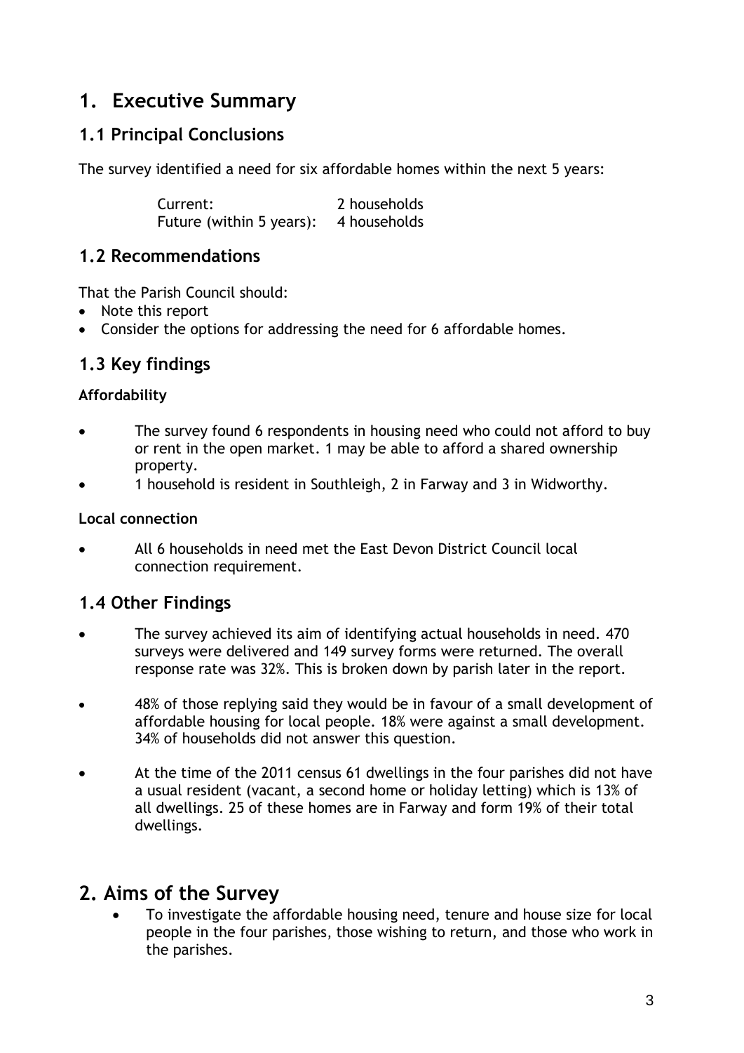# 1. Executive Summary

## 1.1 Principal Conclusions

The survey identified a need for six affordable homes within the next 5 years:

| | |
|---|---|
| Current: | 2 households |
| Future (within 5 years): | 4 households |

## 1.2 Recommendations

That the Parish Council should:

- Note this report
- Consider the options for addressing the need for 6 affordable homes.

## 1.3 Key findings

**Affordability**

- The survey found 6 respondents in housing need who could not afford to buy or rent in the open market. 1 may be able to afford a shared ownership property.
- 1 household is resident in Southleigh, 2 in Farway and 3 in Widworthy.

**Local connection**

- All 6 households in need met the East Devon District Council local connection requirement.

## 1.4 Other Findings

- The survey achieved its aim of identifying actual households in need. 470 surveys were delivered and 149 survey forms were returned. The overall response rate was 32%. This is broken down by parish later in the report.
- 48% of those replying said they would be in favour of a small development of affordable housing for local people. 18% were against a small development. 34% of households did not answer this question.
- At the time of the 2011 census 61 dwellings in the four parishes did not have a usual resident (vacant, a second home or holiday letting) which is 13% of all dwellings. 25 of these homes are in Farway and form 19% of their total dwellings.

# 2. Aims of the Survey

- To investigate the affordable housing need, tenure and house size for local people in the four parishes, those wishing to return, and those who work in the parishes.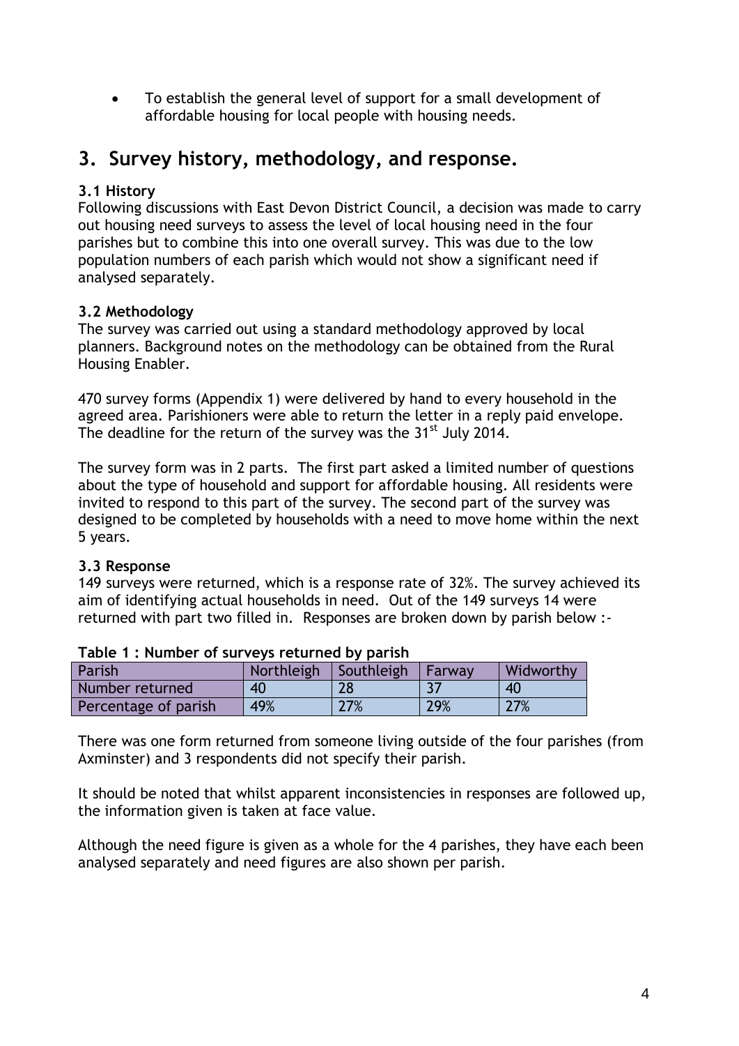- To establish the general level of support for a small development of affordable housing for local people with housing needs.

## 3. Survey history, methodology, and response.

### 3.1 History

Following discussions with East Devon District Council, a decision was made to carry out housing need surveys to assess the level of local housing need in the four parishes but to combine this into one overall survey. This was due to the low population numbers of each parish which would not show a significant need if analysed separately.

### 3.2 Methodology

The survey was carried out using a standard methodology approved by local planners. Background notes on the methodology can be obtained from the Rural Housing Enabler.

470 survey forms (Appendix 1) were delivered by hand to every household in the agreed area. Parishioners were able to return the letter in a reply paid envelope. The deadline for the return of the survey was the 31st July 2014.

The survey form was in 2 parts. The first part asked a limited number of questions about the type of household and support for affordable housing. All residents were invited to respond to this part of the survey. The second part of the survey was designed to be completed by households with a need to move home within the next 5 years.

### 3.3 Response

149 surveys were returned, which is a response rate of 32%. The survey achieved its aim of identifying actual households in need. Out of the 149 surveys 14 were returned with part two filled in. Responses are broken down by parish below :-

**Table 1 : Number of surveys returned by parish**

| Parish | Northleigh | Southleigh | Farway | Widworthy |
|---|---|---|---|---|
| Number returned | 40 | 28 | 37 | 40 |
| Percentage of parish | 49% | 27% | 29% | 27% |

There was one form returned from someone living outside of the four parishes (from Axminster) and 3 respondents did not specify their parish.

It should be noted that whilst apparent inconsistencies in responses are followed up, the information given is taken at face value.

Although the need figure is given as a whole for the 4 parishes, they have each been analysed separately and need figures are also shown per parish.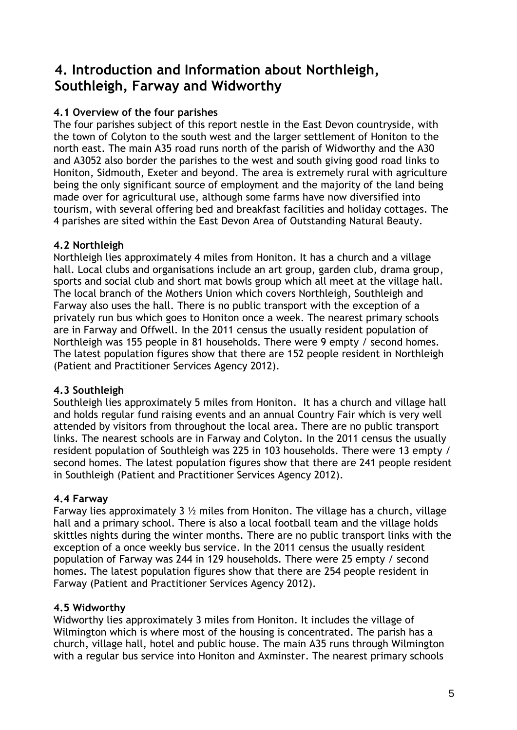## 4. Introduction and Information about Northleigh, Southleigh, Farway and Widworthy

### 4.1 Overview of the four parishes

The four parishes subject of this report nestle in the East Devon countryside, with the town of Colyton to the south west and the larger settlement of Honiton to the north east. The main A35 road runs north of the parish of Widworthy and the A30 and A3052 also border the parishes to the west and south giving good road links to Honiton, Sidmouth, Exeter and beyond. The area is extremely rural with agriculture being the only significant source of employment and the majority of the land being made over for agricultural use, although some farms have now diversified into tourism, with several offering bed and breakfast facilities and holiday cottages. The 4 parishes are sited within the East Devon Area of Outstanding Natural Beauty.

### 4.2 Northleigh

Northleigh lies approximately 4 miles from Honiton. It has a church and a village hall. Local clubs and organisations include an art group, garden club, drama group, sports and social club and short mat bowls group which all meet at the village hall. The local branch of the Mothers Union which covers Northleigh, Southleigh and Farway also uses the hall. There is no public transport with the exception of a privately run bus which goes to Honiton once a week. The nearest primary schools are in Farway and Offwell. In the 2011 census the usually resident population of Northleigh was 155 people in 81 households. There were 9 empty / second homes. The latest population figures show that there are 152 people resident in Northleigh (Patient and Practitioner Services Agency 2012).

### 4.3 Southleigh

Southleigh lies approximately 5 miles from Honiton. It has a church and village hall and holds regular fund raising events and an annual Country Fair which is very well attended by visitors from throughout the local area. There are no public transport links. The nearest schools are in Farway and Colyton. In the 2011 census the usually resident population of Southleigh was 225 in 103 households. There were 13 empty / second homes. The latest population figures show that there are 241 people resident in Southleigh (Patient and Practitioner Services Agency 2012).

### 4.4 Farway

Farway lies approximately 3 ½ miles from Honiton. The village has a church, village hall and a primary school. There is also a local football team and the village holds skittles nights during the winter months. There are no public transport links with the exception of a once weekly bus service. In the 2011 census the usually resident population of Farway was 244 in 129 households. There were 25 empty / second homes. The latest population figures show that there are 254 people resident in Farway (Patient and Practitioner Services Agency 2012).

### 4.5 Widworthy

Widworthy lies approximately 3 miles from Honiton. It includes the village of Wilmington which is where most of the housing is concentrated. The parish has a church, village hall, hotel and public house. The main A35 runs through Wilmington with a regular bus service into Honiton and Axminster. The nearest primary schools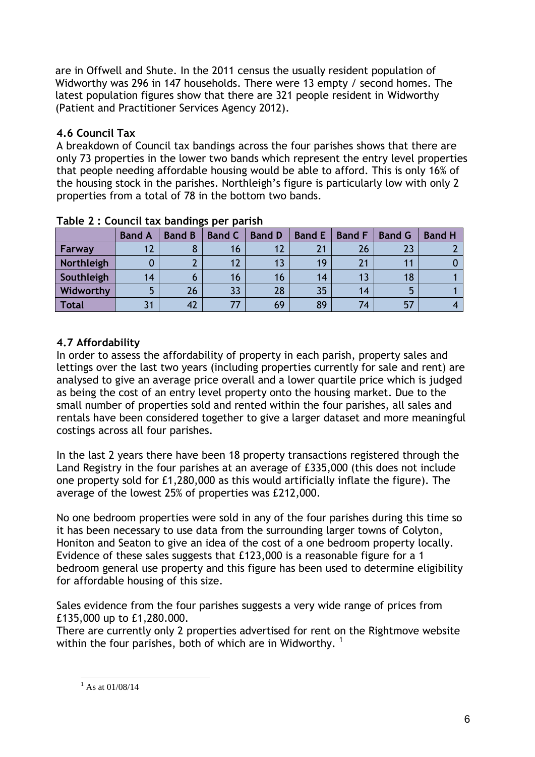are in Offwell and Shute. In the 2011 census the usually resident population of Widworthy was 296 in 147 households. There were 13 empty / second homes. The latest population figures show that there are 321 people resident in Widworthy (Patient and Practitioner Services Agency 2012).

### 4.6 Council Tax

A breakdown of Council tax bandings across the four parishes shows that there are only 73 properties in the lower two bands which represent the entry level properties that people needing affordable housing would be able to afford. This is only 16% of the housing stock in the parishes. Northleigh's figure is particularly low with only 2 properties from a total of 78 in the bottom two bands.

**Table 2 : Council tax bandings per parish**

| | Band A | Band B | Band C | Band D | Band E | Band F | Band G | Band H |
|---|---|---|---|---|---|---|---|---|
| Farway | 12 | 8 | 16 | 12 | 21 | 26 | 23 | 2 |
| Northleigh | 0 | 2 | 12 | 13 | 19 | 21 | 11 | 0 |
| Southleigh | 14 | 6 | 16 | 16 | 14 | 13 | 18 | 1 |
| Widworthy | 5 | 26 | 33 | 28 | 35 | 14 | 5 | 1 |
| Total | 31 | 42 | 77 | 69 | 89 | 74 | 57 | 4 |

### 4.7 Affordability

In order to assess the affordability of property in each parish, property sales and lettings over the last two years (including properties currently for sale and rent) are analysed to give an average price overall and a lower quartile price which is judged as being the cost of an entry level property onto the housing market. Due to the small number of properties sold and rented within the four parishes, all sales and rentals have been considered together to give a larger dataset and more meaningful costings across all four parishes.

In the last 2 years there have been 18 property transactions registered through the Land Registry in the four parishes at an average of £335,000 (this does not include one property sold for £1,280,000 as this would artificially inflate the figure). The average of the lowest 25% of properties was £212,000.

No one bedroom properties were sold in any of the four parishes during this time so it has been necessary to use data from the surrounding larger towns of Colyton, Honiton and Seaton to give an idea of the cost of a one bedroom property locally. Evidence of these sales suggests that £123,000 is a reasonable figure for a 1 bedroom general use property and this figure has been used to determine eligibility for affordable housing of this size.

Sales evidence from the four parishes suggests a very wide range of prices from £135,000 up to £1,280.000.

There are currently only 2 properties advertised for rent on the Rightmove website within the four parishes, both of which are in Widworthy. [1]

[1] As at 01/08/14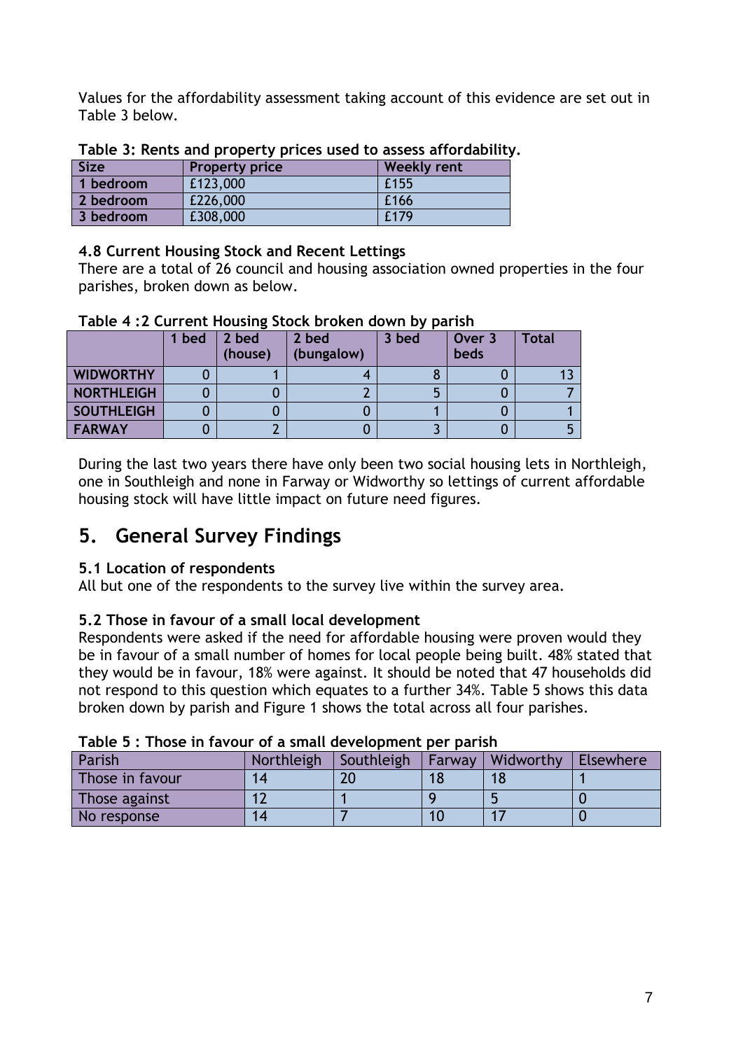Values for the affordability assessment taking account of this evidence are set out in Table 3 below.

**Table 3: Rents and property prices used to assess affordability.**

| Size | Property price | Weekly rent |
|---|---|---|
| 1 bedroom | £123,000 | £155 |
| 2 bedroom | £226,000 | £166 |
| 3 bedroom | £308,000 | £179 |

### 4.8 Current Housing Stock and Recent Lettings

There are a total of 26 council and housing association owned properties in the four parishes, broken down as below.

**Table 4 :2 Current Housing Stock broken down by parish**

| | 1 bed | 2 bed (house) | 2 bed (bungalow) | 3 bed | Over 3 beds | Total |
|---|---|---|---|---|---|---|
| **WIDWORTHY** | 0 | 1 | 4 | 8 | 0 | 13 |
| **NORTHLEIGH** | 0 | 0 | 2 | 5 | 0 | 7 |
| **SOUTHLEIGH** | 0 | 0 | 0 | 1 | 0 | 1 |
| **FARWAY** | 0 | 2 | 0 | 3 | 0 | 5 |

During the last two years there have only been two social housing lets in Northleigh, one in Southleigh and none in Farway or Widworthy so lettings of current affordable housing stock will have little impact on future need figures.

## 5. General Survey Findings

### 5.1 Location of respondents

All but one of the respondents to the survey live within the survey area.

### 5.2 Those in favour of a small local development

Respondents were asked if the need for affordable housing were proven would they be in favour of a small number of homes for local people being built. 48% stated that they would be in favour, 18% were against. It should be noted that 47 households did not respond to this question which equates to a further 34%. Table 5 shows this data broken down by parish and Figure 1 shows the total across all four parishes.

**Table 5 : Those in favour of a small development per parish**

| Parish | Northleigh | Southleigh | Farway | Widworthy | Elsewhere |
|---|---|---|---|---|---|
| Those in favour | 14 | 20 | 18 | 18 | 1 |
| Those against | 12 | 1 | 9 | 5 | 0 |
| No response | 14 | 7 | 10 | 17 | 0 |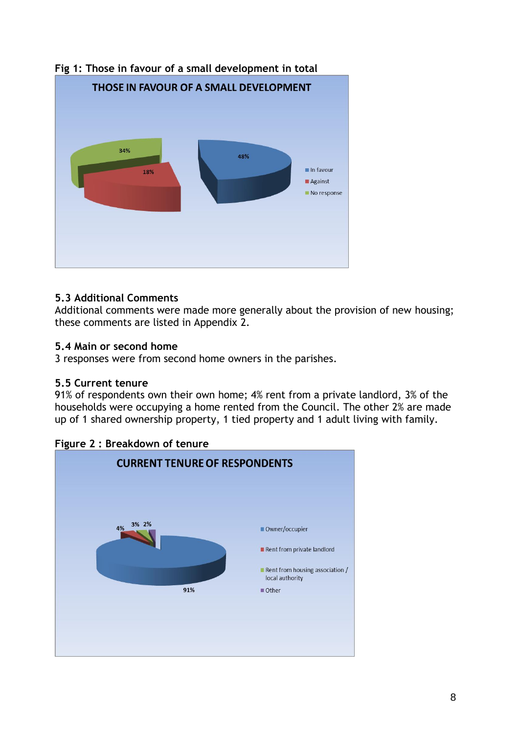**Fig 1: Those in favour of a small development in total**

THOSE IN FAVOUR OF A SMALL DEVELOPMENT

- In favour: 48%
- Against: 18%
- No response: 34%

### 5.3 Additional Comments

Additional comments were made more generally about the provision of new housing; these comments are listed in Appendix 2.

### 5.4 Main or second home

3 responses were from second home owners in the parishes.

### 5.5 Current tenure

91% of respondents own their own home; 4% rent from a private landlord, 3% of the households were occupying a home rented from the Council. The other 2% are made up of 1 shared ownership property, 1 tied property and 1 adult living with family.

**Figure 2 : Breakdown of tenure**

CURRENT TENURE OF RESPONDENTS

- Owner/occupier: 91%
- Rent from private landlord: 4%
- Rent from housing association / local authority: 3%
- Other: 2%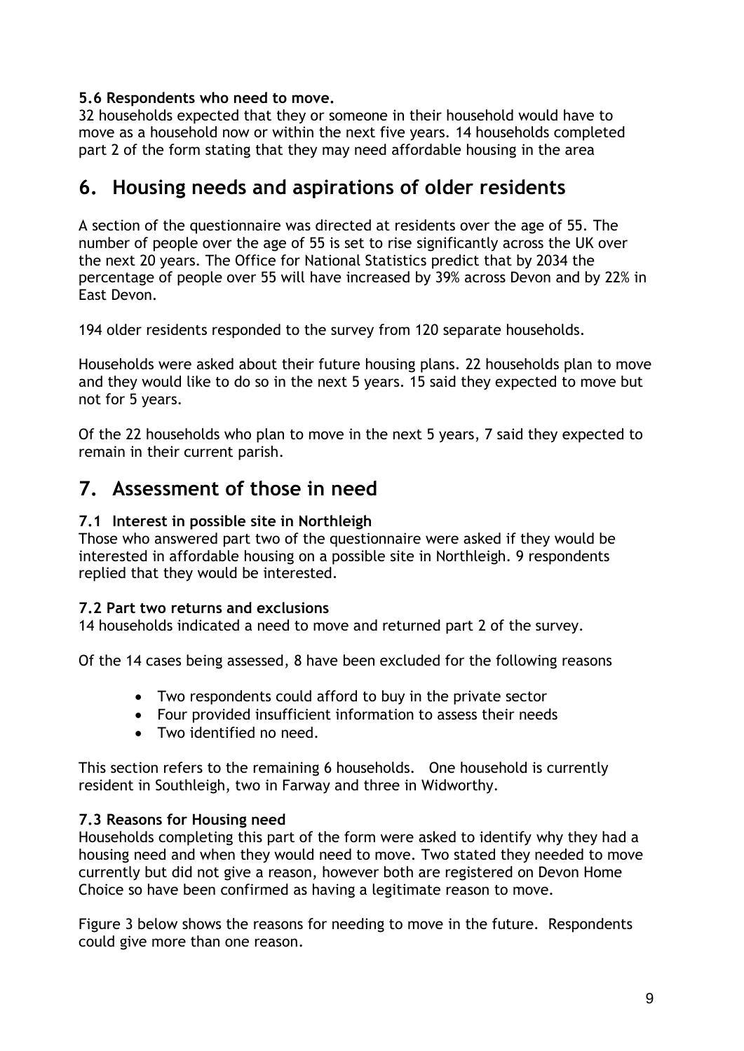### 5.6 Respondents who need to move.

32 households expected that they or someone in their household would have to move as a household now or within the next five years. 14 households completed part 2 of the form stating that they may need affordable housing in the area

## 6. Housing needs and aspirations of older residents

A section of the questionnaire was directed at residents over the age of 55. The number of people over the age of 55 is set to rise significantly across the UK over the next 20 years. The Office for National Statistics predict that by 2034 the percentage of people over 55 will have increased by 39% across Devon and by 22% in East Devon.

194 older residents responded to the survey from 120 separate households.

Households were asked about their future housing plans. 22 households plan to move and they would like to do so in the next 5 years. 15 said they expected to move but not for 5 years.

Of the 22 households who plan to move in the next 5 years, 7 said they expected to remain in their current parish.

## 7. Assessment of those in need

### 7.1 Interest in possible site in Northleigh

Those who answered part two of the questionnaire were asked if they would be interested in affordable housing on a possible site in Northleigh. 9 respondents replied that they would be interested.

### 7.2 Part two returns and exclusions

14 households indicated a need to move and returned part 2 of the survey.

Of the 14 cases being assessed, 8 have been excluded for the following reasons

- Two respondents could afford to buy in the private sector
- Four provided insufficient information to assess their needs
- Two identified no need.

This section refers to the remaining 6 households. One household is currently resident in Southleigh, two in Farway and three in Widworthy.

### 7.3 Reasons for Housing need

Households completing this part of the form were asked to identify why they had a housing need and when they would need to move. Two stated they needed to move currently but did not give a reason, however both are registered on Devon Home Choice so have been confirmed as having a legitimate reason to move.

Figure 3 below shows the reasons for needing to move in the future. Respondents could give more than one reason.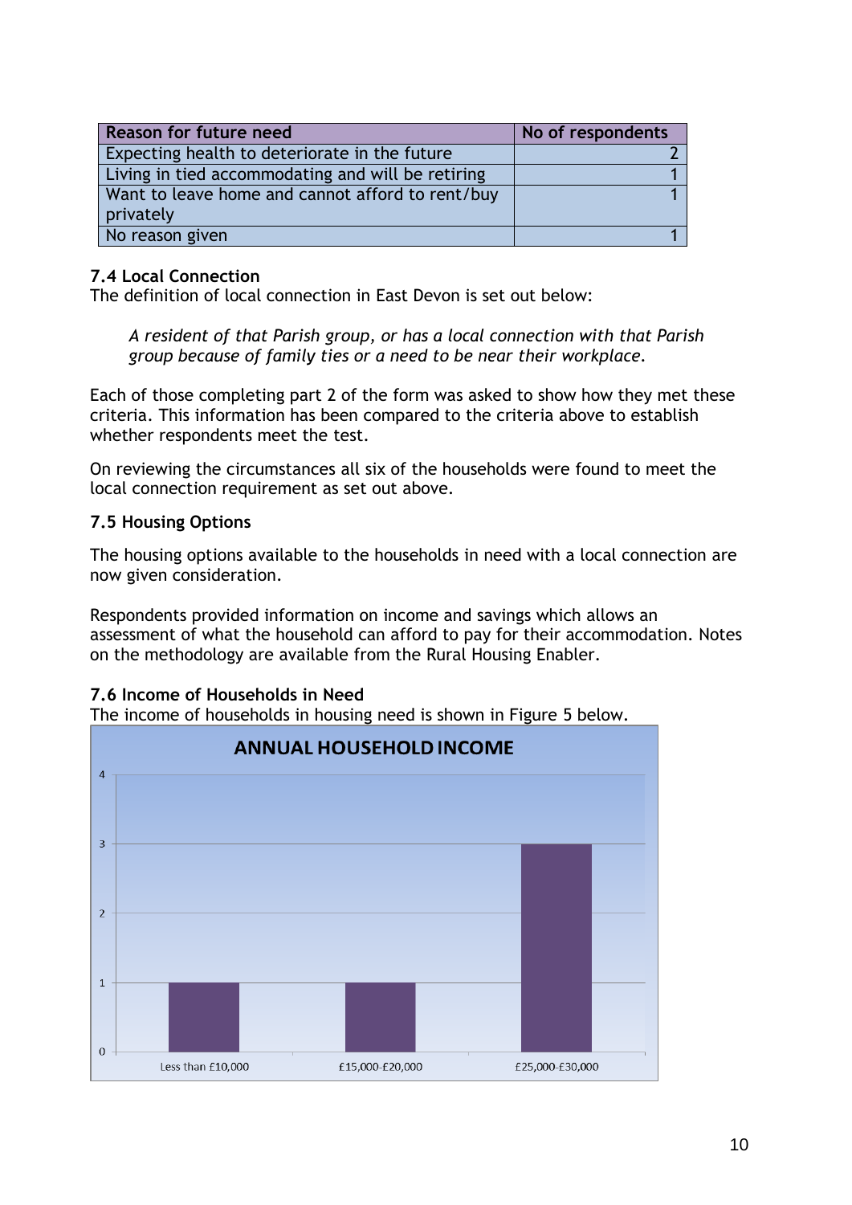| Reason for future need | No of respondents |
|---|---|
| Expecting health to deteriorate in the future | 2 |
| Living in tied accommodating and will be retiring | 1 |
| Want to leave home and cannot afford to rent/buy privately | 1 |
| No reason given | 1 |

### 7.4 Local Connection

The definition of local connection in East Devon is set out below:

> *A resident of that Parish group, or has a local connection with that Parish group because of family ties or a need to be near their workplace.*

Each of those completing part 2 of the form was asked to show how they met these criteria. This information has been compared to the criteria above to establish whether respondents meet the test.

On reviewing the circumstances all six of the households were found to meet the local connection requirement as set out above.

### 7.5 Housing Options

The housing options available to the households in need with a local connection are now given consideration.

Respondents provided information on income and savings which allows an assessment of what the household can afford to pay for their accommodation. Notes on the methodology are available from the Rural Housing Enabler.

### 7.6 Income of Households in Need

The income of households in housing need is shown in Figure 5 below.

**ANNUAL HOUSEHOLD INCOME**

| Income band | Households |
|---|---|
| Less than £10,000 | 1 |
| £15,000-£20,000 | 1 |
| £25,000-£30,000 | 3 |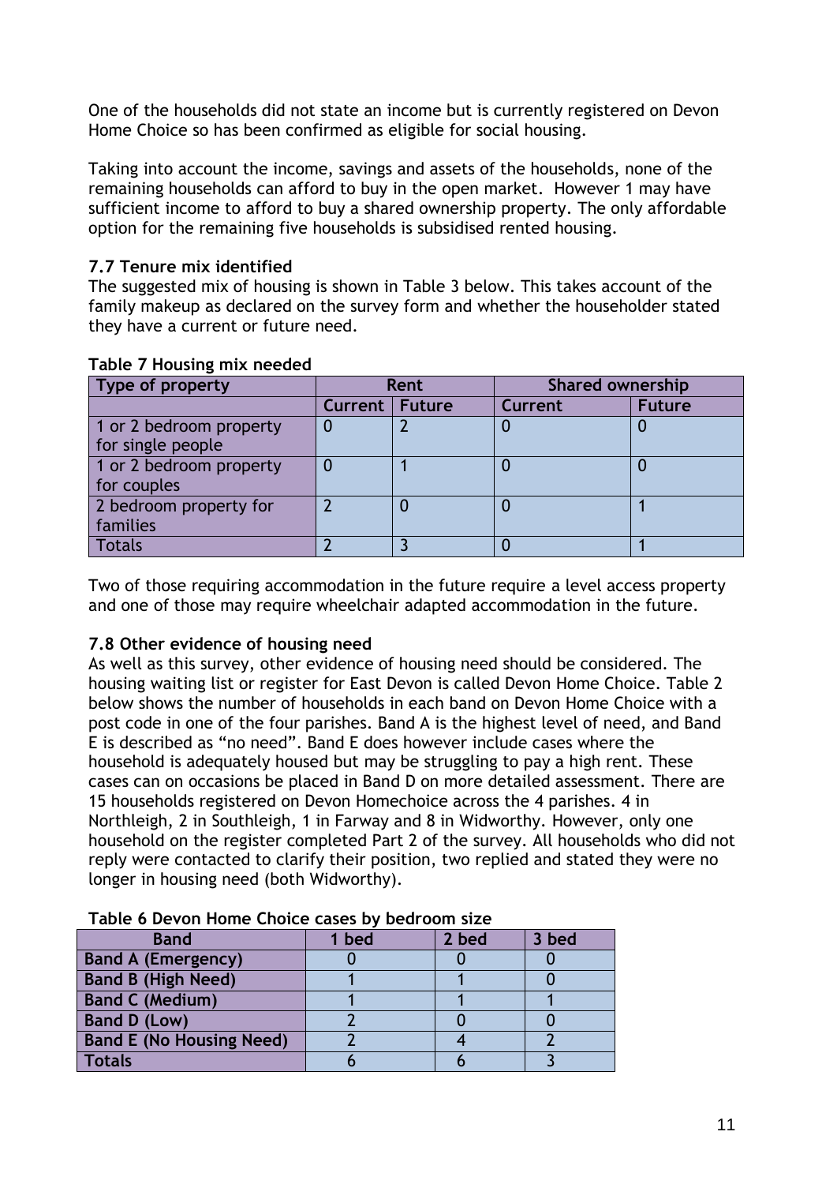One of the households did not state an income but is currently registered on Devon Home Choice so has been confirmed as eligible for social housing.

Taking into account the income, savings and assets of the households, none of the remaining households can afford to buy in the open market. However 1 may have sufficient income to afford to buy a shared ownership property. The only affordable option for the remaining five households is subsidised rented housing.

### 7.7 Tenure mix identified

The suggested mix of housing is shown in Table 3 below. This takes account of the family makeup as declared on the survey form and whether the householder stated they have a current or future need.

**Table 7 Housing mix needed**

| Type of property | Rent | | Shared ownership | |
|---|---|---|---|---|
| | Current | Future | Current | Future |
| 1 or 2 bedroom property for single people | 0 | 2 | 0 | 0 |
| 1 or 2 bedroom property for couples | 0 | 1 | 0 | 0 |
| 2 bedroom property for families | 2 | 0 | 0 | 1 |
| Totals | 2 | 3 | 0 | 1 |

Two of those requiring accommodation in the future require a level access property and one of those may require wheelchair adapted accommodation in the future.

### 7.8 Other evidence of housing need

As well as this survey, other evidence of housing need should be considered. The housing waiting list or register for East Devon is called Devon Home Choice. Table 2 below shows the number of households in each band on Devon Home Choice with a post code in one of the four parishes. Band A is the highest level of need, and Band E is described as "no need". Band E does however include cases where the household is adequately housed but may be struggling to pay a high rent. These cases can on occasions be placed in Band D on more detailed assessment. There are 15 households registered on Devon Homechoice across the 4 parishes. 4 in Northleigh, 2 in Southleigh, 1 in Farway and 8 in Widworthy. However, only one household on the register completed Part 2 of the survey. All households who did not reply were contacted to clarify their position, two replied and stated they were no longer in housing need (both Widworthy).

**Table 6 Devon Home Choice cases by bedroom size**

| Band | 1 bed | 2 bed | 3 bed |
|---|---|---|---|
| **Band A (Emergency)** | 0 | 0 | 0 |
| **Band B (High Need)** | 1 | 1 | 0 |
| **Band C (Medium)** | 1 | 1 | 1 |
| **Band D (Low)** | 2 | 0 | 0 |
| **Band E (No Housing Need)** | 2 | 4 | 2 |
| **Totals** | 6 | 6 | 3 |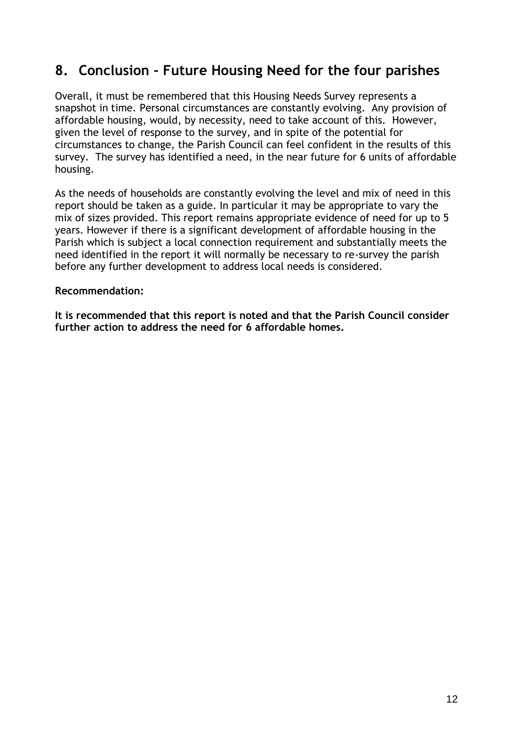## 8. Conclusion - Future Housing Need for the four parishes

Overall, it must be remembered that this Housing Needs Survey represents a snapshot in time. Personal circumstances are constantly evolving. Any provision of affordable housing, would, by necessity, need to take account of this. However, given the level of response to the survey, and in spite of the potential for circumstances to change, the Parish Council can feel confident in the results of this survey. The survey has identified a need, in the near future for 6 units of affordable housing.

As the needs of households are constantly evolving the level and mix of need in this report should be taken as a guide. In particular it may be appropriate to vary the mix of sizes provided. This report remains appropriate evidence of need for up to 5 years. However if there is a significant development of affordable housing in the Parish which is subject a local connection requirement and substantially meets the need identified in the report it will normally be necessary to re-survey the parish before any further development to address local needs is considered.

**Recommendation:**

**It is recommended that this report is noted and that the Parish Council consider further action to address the need for 6 affordable homes.**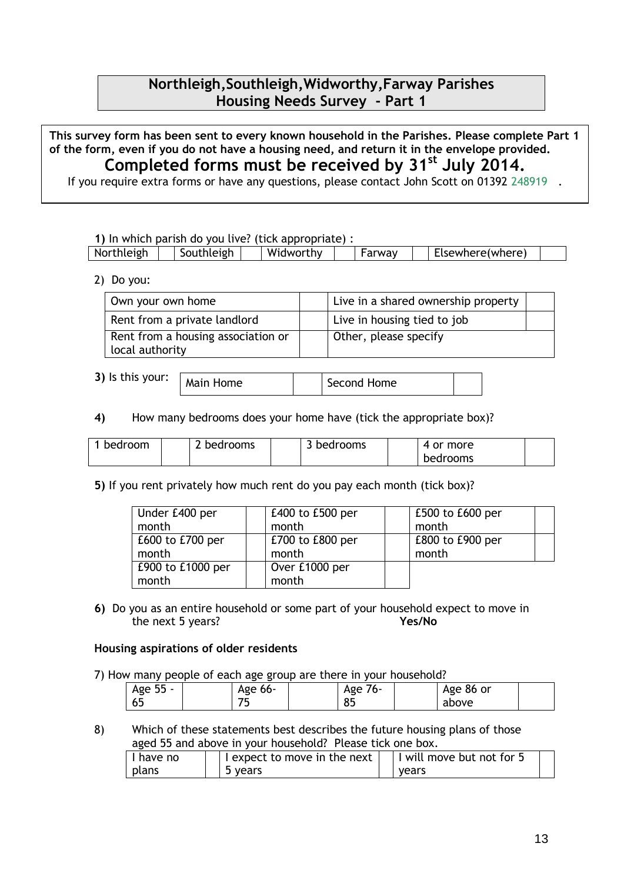## Northleigh,Southleigh,Widworthy,Farway Parishes
## Housing Needs Survey - Part 1

**This survey form has been sent to every known household in the Parishes. Please complete Part 1 of the form, even if you do not have a housing need, and return it in the envelope provided.**

**Completed forms must be received by 31st July 2014.**

If you require extra forms or have any questions, please contact John Scott on 01392 248919 .

**1)** In which parish do you live? (tick appropriate) :

| Northleigh | | Southleigh | | Widworthy | | Farway | | Elsewhere(where) | |
|---|---|---|---|---|---|---|---|---|---|

2) Do you:

| Own your own home | | Live in a shared ownership property | |
|---|---|---|---|
| Rent from a private landlord | | Live in housing tied to job | |
| Rent from a housing association or local authority | | Other, please specify | |

**3)** Is this your:

| Main Home | | Second Home | |
|---|---|---|---|

**4)** How many bedrooms does your home have (tick the appropriate box)?

| 1 bedroom | | 2 bedrooms | | 3 bedrooms | | 4 or more bedrooms | |
|---|---|---|---|---|---|---|---|

**5)** If you rent privately how much rent do you pay each month (tick box)?

| Under £400 per month | | £400 to £500 per month | | £500 to £600 per month | |
|---|---|---|---|---|---|
| £600 to £700 per month | | £700 to £800 per month | | £800 to £900 per month | |
| £900 to £1000 per month | | Over £1000 per month | | | |

**6)** Do you as an entire household or some part of your household expect to move in the next 5 years? **Yes/No**

**Housing aspirations of older residents**

7) How many people of each age group are there in your household?

| Age 55 - 65 | | Age 66-75 | | Age 76-85 | | Age 86 or above | |
|---|---|---|---|---|---|---|---|

8) Which of these statements best describes the future housing plans of those aged 55 and above in your household? Please tick one box.

| I have no plans | | I expect to move in the next 5 years | | I will move but not for 5 years | |
|---|---|---|---|---|---|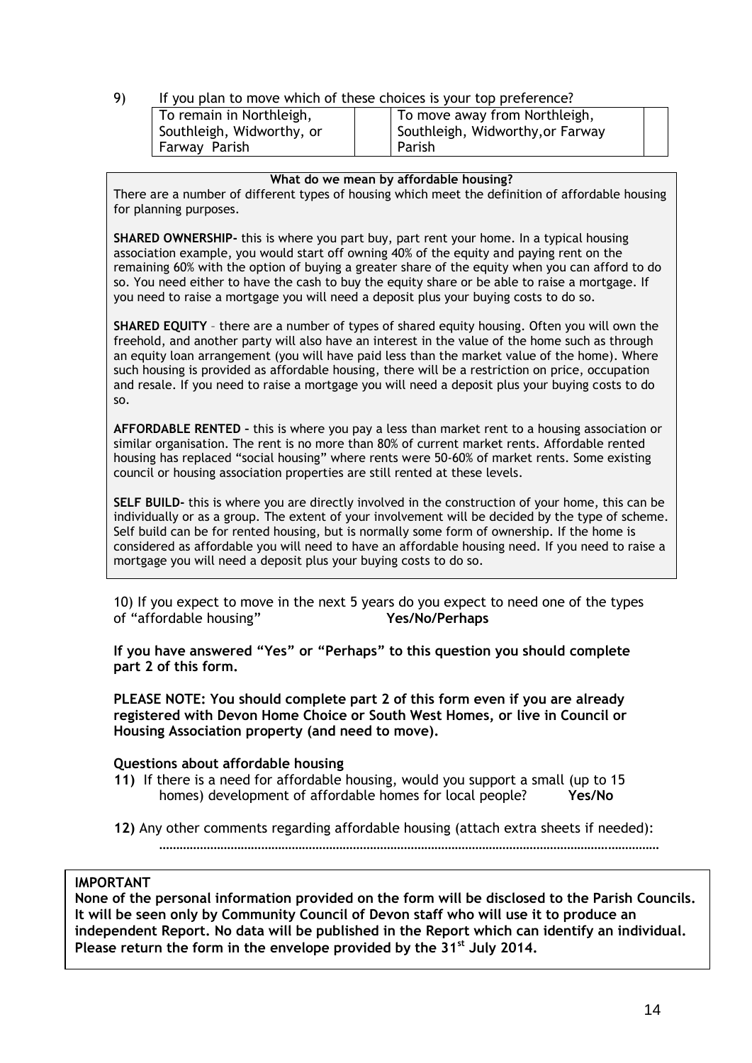9) If you plan to move which of these choices is your top preference?

| To remain in Northleigh, Southleigh, Widworthy, or Farway Parish | | To move away from Northleigh, Southleigh, Widworthy,or Farway Parish | |
|---|---|---|---|

**What do we mean by affordable housing?**

There are a number of different types of housing which meet the definition of affordable housing for planning purposes.

**SHARED OWNERSHIP-** this is where you part buy, part rent your home. In a typical housing association example, you would start off owning 40% of the equity and paying rent on the remaining 60% with the option of buying a greater share of the equity when you can afford to do so. You need either to have the cash to buy the equity share or be able to raise a mortgage. If you need to raise a mortgage you will need a deposit plus your buying costs to do so.

**SHARED EQUITY** – there are a number of types of shared equity housing. Often you will own the freehold, and another party will also have an interest in the value of the home such as through an equity loan arrangement (you will have paid less than the market value of the home). Where such housing is provided as affordable housing, there will be a restriction on price, occupation and resale. If you need to raise a mortgage you will need a deposit plus your buying costs to do so.

**AFFORDABLE RENTED –** this is where you pay a less than market rent to a housing association or similar organisation. The rent is no more than 80% of current market rents. Affordable rented housing has replaced "social housing" where rents were 50-60% of market rents. Some existing council or housing association properties are still rented at these levels.

**SELF BUILD-** this is where you are directly involved in the construction of your home, this can be individually or as a group. The extent of your involvement will be decided by the type of scheme. Self build can be for rented housing, but is normally some form of ownership. If the home is considered as affordable you will need to have an affordable housing need. If you need to raise a mortgage you will need a deposit plus your buying costs to do so.

10) If you expect to move in the next 5 years do you expect to need one of the types of "affordable housing" **Yes/No/Perhaps**

**If you have answered "Yes" or "Perhaps" to this question you should complete part 2 of this form.**

**PLEASE NOTE: You should complete part 2 of this form even if you are already registered with Devon Home Choice or South West Homes, or live in Council or Housing Association property (and need to move).**

**Questions about affordable housing**

**11)** If there is a need for affordable housing, would you support a small (up to 15 homes) development of affordable homes for local people? **Yes/No**

**12)** Any other comments regarding affordable housing (attach extra sheets if needed):

……………………………………………………………………………………………………………………………………

**IMPORTANT**

**None of the personal information provided on the form will be disclosed to the Parish Councils. It will be seen only by Community Council of Devon staff who will use it to produce an independent Report. No data will be published in the Report which can identify an individual. Please return the form in the envelope provided by the 31st July 2014.**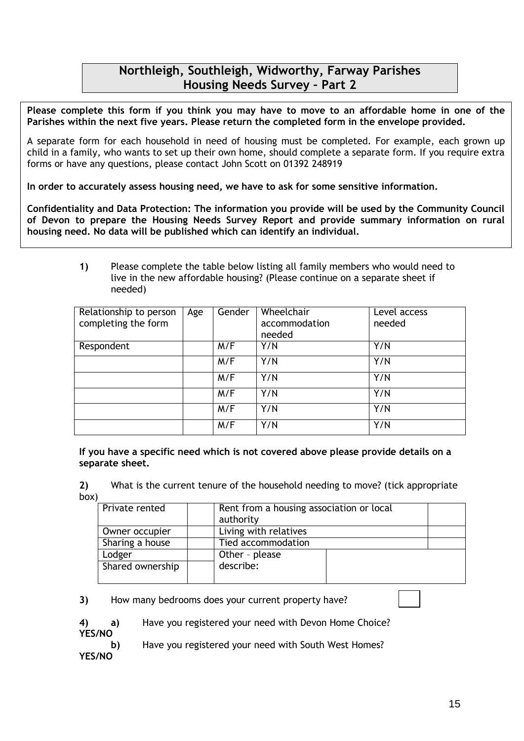# Northleigh, Southleigh, Widworthy, Farway Parishes
# Housing Needs Survey – Part 2

**Please complete this form if you think you may have to move to an affordable home in one of the Parishes within the next five years. Please return the completed form in the envelope provided.**

A separate form for each household in need of housing must be completed. For example, each grown up child in a family, who wants to set up their own home, should complete a separate form. If you require extra forms or have any questions, please contact John Scott on 01392 248919

**In order to accurately assess housing need, we have to ask for some sensitive information.**

**Confidentiality and Data Protection: The information you provide will be used by the Community Council of Devon to prepare the Housing Needs Survey Report and provide summary information on rural housing need. No data will be published which can identify an individual.**

**1)** Please complete the table below listing all family members who would need to live in the new affordable housing? (Please continue on a separate sheet if needed)

| Relationship to person completing the form | Age | Gender | Wheelchair accommodation needed | Level access needed |
|---|---|---|---|---|
| Respondent | | M/F | Y/N | Y/N |
| | | M/F | Y/N | Y/N |
| | | M/F | Y/N | Y/N |
| | | M/F | Y/N | Y/N |
| | | M/F | Y/N | Y/N |
| | | M/F | Y/N | Y/N |

**If you have a specific need which is not covered above please provide details on a separate sheet.**

**2)** What is the current tenure of the household needing to move? (tick appropriate box)

| | | | |
|---|---|---|---|
| Private rented | | Rent from a housing association or local authority | |
| Owner occupier | | Living with relatives | |
| Sharing a house | | Tied accommodation | |
| Lodger | | Other – please describe: | |
| Shared ownership | | | |

**3)** How many bedrooms does your current property have?

**4)** **a)** Have you registered your need with Devon Home Choice? **YES/NO**

**b)** Have you registered your need with South West Homes? **YES/NO**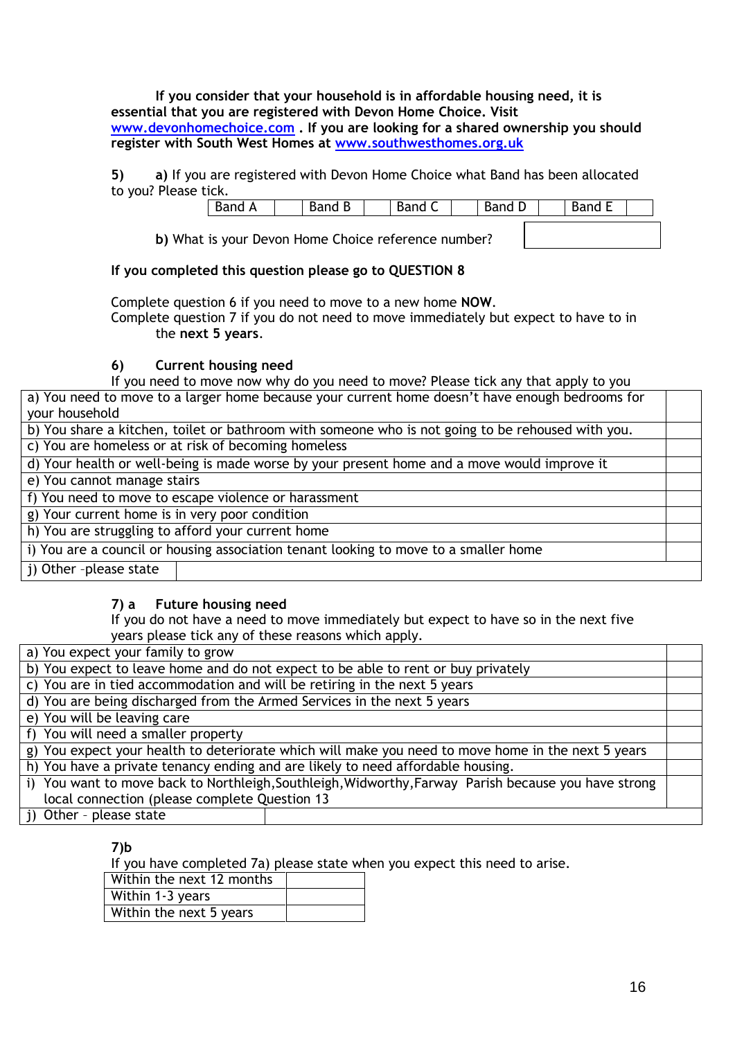**If you consider that your household is in affordable housing need, it is essential that you are registered with Devon Home Choice. Visit www.devonhomechoice.com . If you are looking for a shared ownership you should register with South West Homes at www.southwesthomes.org.uk**

**5)** **a)** If you are registered with Devon Home Choice what Band has been allocated to you? Please tick.

| Band A | | Band B | | Band C | | Band D | | Band E | |
|---|---|---|---|---|---|---|---|---|---|

**b)** What is your Devon Home Choice reference number?

**If you completed this question please go to QUESTION 8**

Complete question 6 if you need to move to a new home **NOW**.
Complete question 7 if you do not need to move immediately but expect to have to in the **next 5 years**.

**6) Current housing need**

If you need to move now why do you need to move? Please tick any that apply to you

| | |
|---|---|
| a) You need to move to a larger home because your current home doesn't have enough bedrooms for your household | |
| b) You share a kitchen, toilet or bathroom with someone who is not going to be rehoused with you. | |
| c) You are homeless or at risk of becoming homeless | |
| d) Your health or well-being is made worse by your present home and a move would improve it | |
| e) You cannot manage stairs | |
| f) You need to move to escape violence or harassment | |
| g) Your current home is in very poor condition | |
| h) You are struggling to afford your current home | |
| i) You are a council or housing association tenant looking to move to a smaller home | |
| j) Other –please state | |

**7) a Future housing need**

If you do not have a need to move immediately but expect to have so in the next five years please tick any of these reasons which apply.

| | |
|---|---|
| a) You expect your family to grow | |
| b) You expect to leave home and do not expect to be able to rent or buy privately | |
| c) You are in tied accommodation and will be retiring in the next 5 years | |
| d) You are being discharged from the Armed Services in the next 5 years | |
| e) You will be leaving care | |
| f) You will need a smaller property | |
| g) You expect your health to deteriorate which will make you need to move home in the next 5 years | |
| h) You have a private tenancy ending and are likely to need affordable housing. | |
| i) You want to move back to Northleigh,Southleigh,Widworthy,Farway Parish because you have strong local connection (please complete Question 13 | |
| j) Other – please state | |

**7)b**

If you have completed 7a) please state when you expect this need to arise.

| | |
|---|---|
| Within the next 12 months | |
| Within 1-3 years | |
| Within the next 5 years | |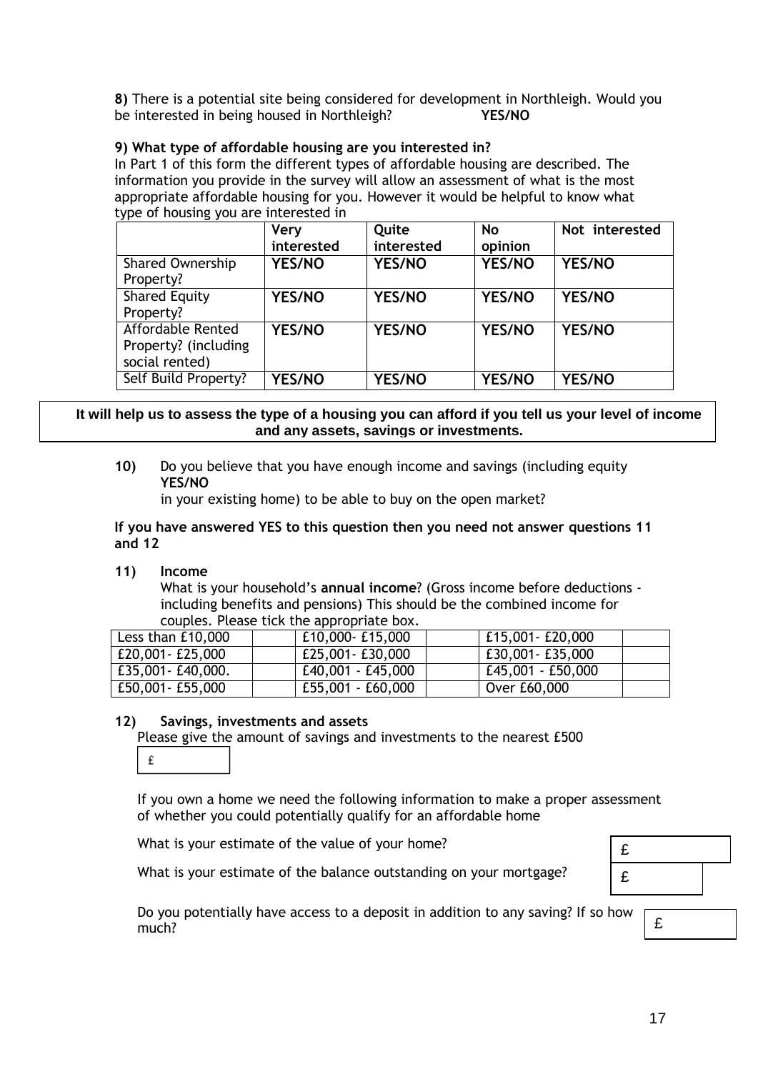**8)** There is a potential site being considered for development in Northleigh. Would you be interested in being housed in Northleigh? **YES/NO**

**9) What type of affordable housing are you interested in?**

In Part 1 of this form the different types of affordable housing are described. The information you provide in the survey will allow an assessment of what is the most appropriate affordable housing for you. However it would be helpful to know what type of housing you are interested in

| | Very interested | Quite interested | No opinion | Not interested |
|---|---|---|---|---|
| Shared Ownership Property? | **YES/NO** | **YES/NO** | **YES/NO** | **YES/NO** |
| Shared Equity Property? | **YES/NO** | **YES/NO** | **YES/NO** | **YES/NO** |
| Affordable Rented Property? (including social rented) | **YES/NO** | **YES/NO** | **YES/NO** | **YES/NO** |
| Self Build Property? | **YES/NO** | **YES/NO** | **YES/NO** | **YES/NO** |

**It will help us to assess the type of a housing you can afford if you tell us your level of income and any assets, savings or investments.**

**10)** Do you believe that you have enough income and savings (including equity **YES/NO** in your existing home) to be able to buy on the open market?

**If you have answered YES to this question then you need not answer questions 11 and 12**

**11) Income**

What is your household's **annual income**? (Gross income before deductions - including benefits and pensions) This should be the combined income for couples. Please tick the appropriate box.

| | | | | | |
|---|---|---|---|---|---|
| Less than £10,000 | | £10,000- £15,000 | | £15,001- £20,000 | |
| £20,001- £25,000 | | £25,001- £30,000 | | £30,001- £35,000 | |
| £35,001- £40,000. | | £40,001 - £45,000 | | £45,001 - £50,000 | |
| £50,001- £55,000 | | £55,001 - £60,000 | | Over £60,000 | |

**12) Savings, investments and assets**

Please give the amount of savings and investments to the nearest £500

£

If you own a home we need the following information to make a proper assessment of whether you could potentially qualify for an affordable home

What is your estimate of the value of your home? £

What is your estimate of the balance outstanding on your mortgage? £

Do you potentially have access to a deposit in addition to any saving? If so how much? £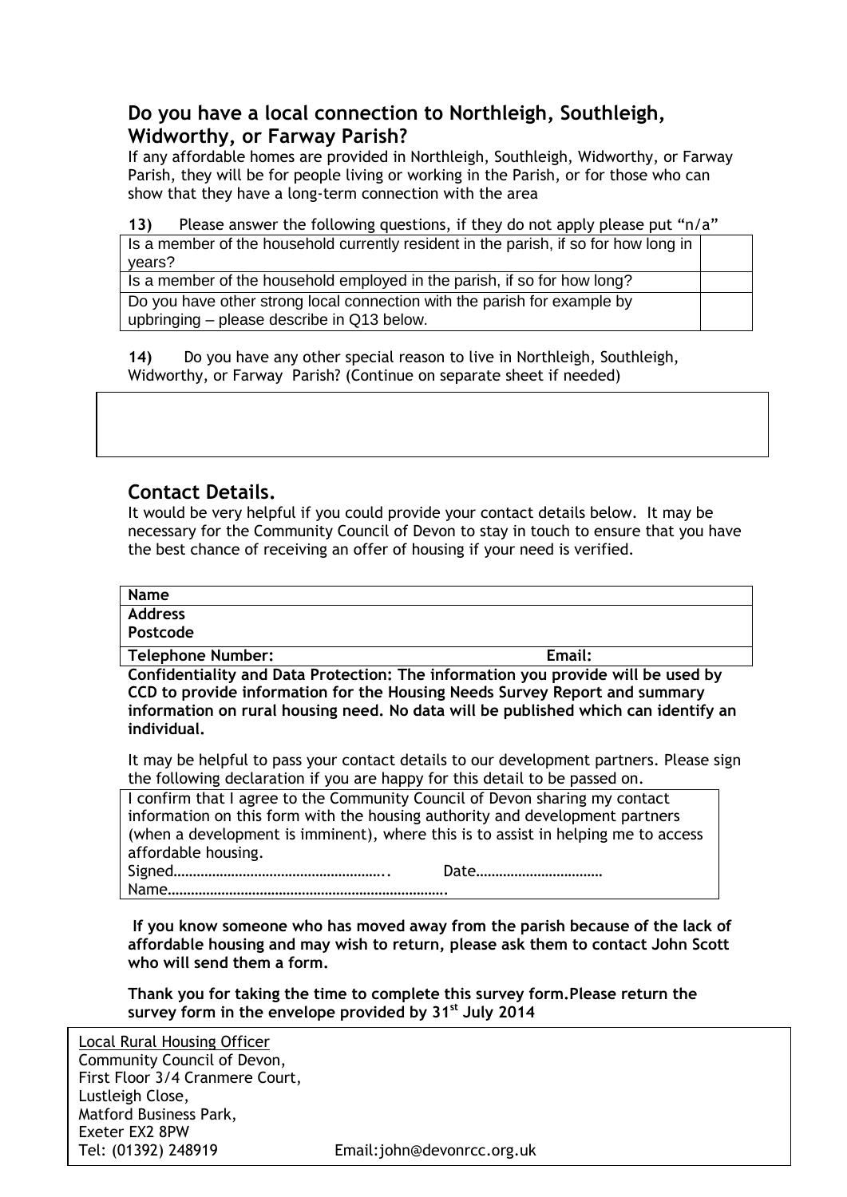## Do you have a local connection to Northleigh, Southleigh, Widworthy, or Farway Parish?

If any affordable homes are provided in Northleigh, Southleigh, Widworthy, or Farway Parish, they will be for people living or working in the Parish, or for those who can show that they have a long-term connection with the area

**13)** Please answer the following questions, if they do not apply please put "n/a"

| | |
|---|---|
| Is a member of the household currently resident in the parish, if so for how long in years? | |
| Is a member of the household employed in the parish, if so for how long? | |
| Do you have other strong local connection with the parish for example by upbringing – please describe in Q13 below. | |

**14)** Do you have any other special reason to live in Northleigh, Southleigh, Widworthy, or Farway Parish? (Continue on separate sheet if needed)

| |
|---|
| |

## Contact Details.

It would be very helpful if you could provide your contact details below. It may be necessary for the Community Council of Devon to stay in touch to ensure that you have the best chance of receiving an offer of housing if your need is verified.

| | |
|---|---|
| **Name** | |
| **Address**<br>**Postcode** | |
| **Telephone Number:** | **Email:** |

**Confidentiality and Data Protection: The information you provide will be used by CCD to provide information for the Housing Needs Survey Report and summary information on rural housing need. No data will be published which can identify an individual.**

It may be helpful to pass your contact details to our development partners. Please sign the following declaration if you are happy for this detail to be passed on.

I confirm that I agree to the Community Council of Devon sharing my contact information on this form with the housing authority and development partners (when a development is imminent), where this is to assist in helping me to access affordable housing.

Signed……………………………………………….. Date……………………………

Name……………………………………………………………….

**If you know someone who has moved away from the parish because of the lack of affordable housing and may wish to return, please ask them to contact John Scott who will send them a form.**

**Thank you for taking the time to complete this survey form.Please return the survey form in the envelope provided by 31st July 2014**

Local Rural Housing Officer
Community Council of Devon,
First Floor 3/4 Cranmere Court,
Lustleigh Close,
Matford Business Park,
Exeter EX2 8PW
Tel: (01392) 248919 Email:john@devonrcc.org.uk